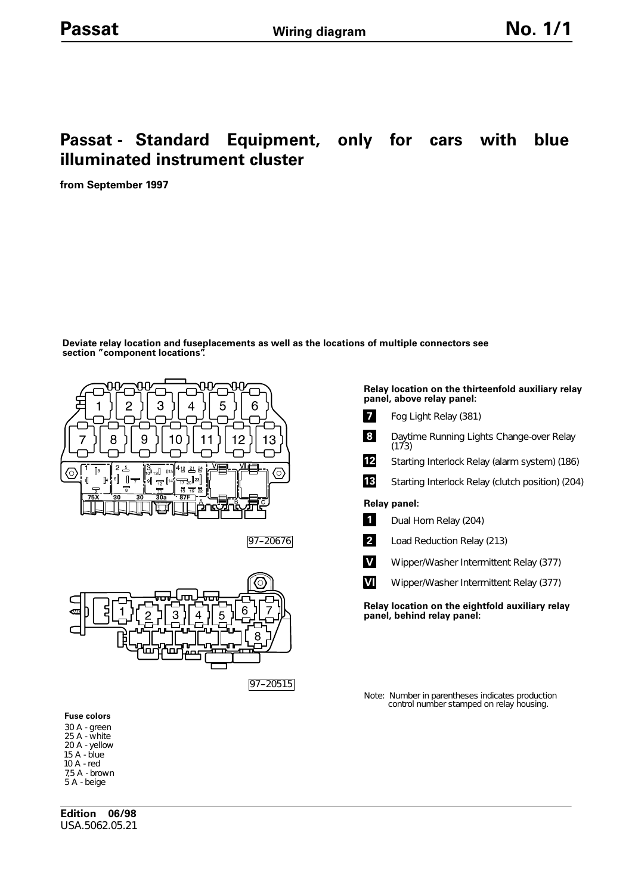# Passat - Standard Equipment, only for cars with blue illuminated instrument cluster

**from September 1997**

**Deviate relay location and fuseplacements as well as the locations of multiple connectors see section "component locations".**

97–20676

97–20515

**Relay location on the thirteenfold auxiliary relay panel, above relay panel:**

- **7** Fog Light Relay (381)
- **8** Daytime Running Lights Change-over Relay (173)
- **12** Starting Interlock Relay (alarm system) (186)
- **13** Starting Interlock Relay (clutch position) (204)

**Relay panel:**

- **1** Dual Horn Relay (204)
- **2** Load Reduction Relay (213)
- **V** Wiper/Washer Intermittent Relay (377)
- **VI** Wiper/Washer Intermittent Relay (377)

**Relay location on the eightfold auxiliary relay panel, behind relay panel:**

Note: Number in parentheses indicates production control number stamped on relay housing.

**Fuse colors**

30 A - green
25 A - white
20 A - yellow
15 A - blue
10 A - red
7,5 A - brown
5 A - beige

**Edition 06/98**
USA.5062.05.21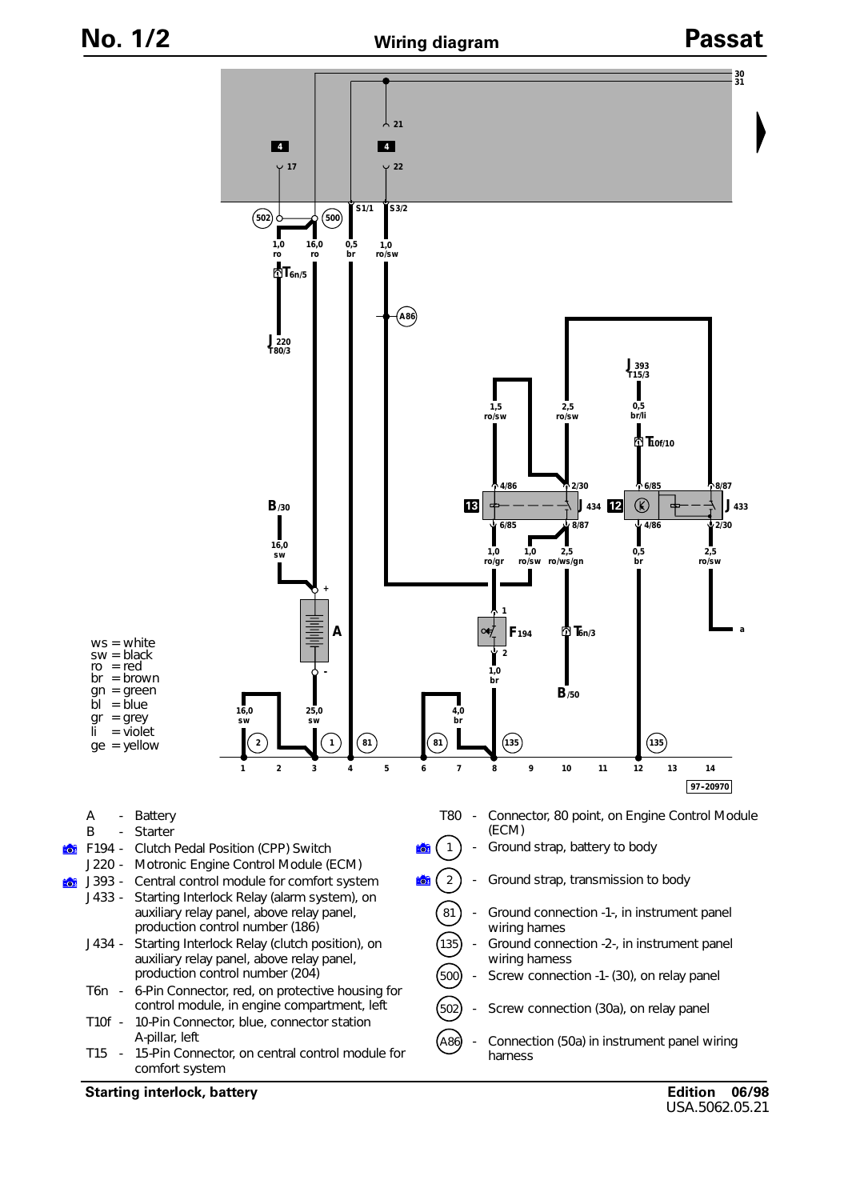# No. 1/2 Wiring diagram Passat

ws = white
sw = black
ro = red
br = brown
gn = green
bl = blue
gr = grey
li = violet
ge = yellow

97-20970

A - Battery

B - Starter

F194 - Clutch Pedal Position (CPP) Switch

J220 - Motronic Engine Control Module (ECM)

J393 - Central control module for comfort system

J433 - Starting Interlock Relay (alarm system), on auxiliary relay panel, above relay panel, production control number (186)

J434 - Starting Interlock Relay (clutch position), on auxiliary relay panel, above relay panel, production control number (204)

T6n - 6-Pin Connector, red, on protective housing for control module, in engine compartment, left

T10f - 10-Pin Connector, blue, connector station A-pillar, left

T15 - 15-Pin Connector, on central control module for comfort system

T80 - Connector, 80 point, on Engine Control Module (ECM)

(1) - Ground strap, battery to body

(2) - Ground strap, transmission to body

(81) - Ground connection -1-, in instrument panel wiring harnes

(135) - Ground connection -2-, in instrument panel wiring harness

(500) - Screw connection -1- (30), on relay panel

(502) - Screw connection (30a), on relay panel

(A86) - Connection (50a) in instrument panel wiring harness

**Starting interlock, battery**

**Edition 06/98**
USA.5062.05.21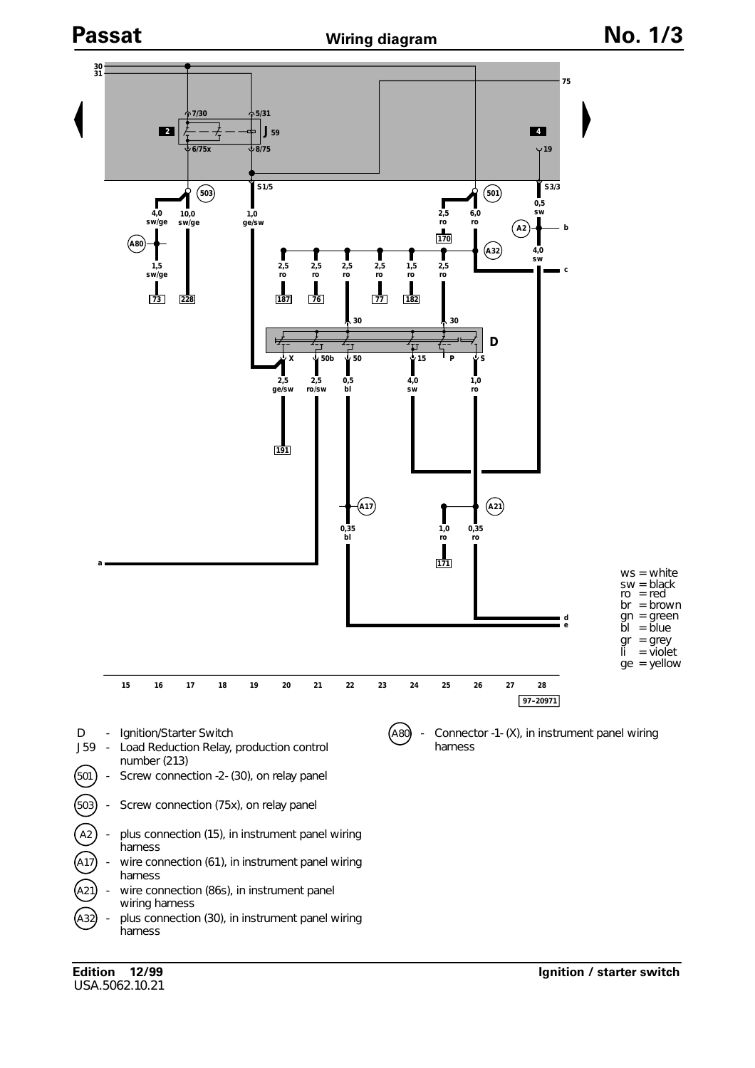# Passat — Wiring diagram — No. 1/3

30
31

75

7/30 5/31

2 J 59 4

6/75x 8/75 19

503 S1/5 501 S3/3

| 4,0 sw/ge | 10,0 sw/ge | 1,0 ge/sw | 2,5 ro | 6,0 ro | 0,5 sw |
|---|---|---|---|---|---|

A80 A2 b

170

1,5 sw/ge

A32

4,0 sw

c

| 2,5 ro | 2,5 ro | 2,5 ro | 2,5 ro | 1,5 ro | 2,5 ro |
|---|---|---|---|---|---|

73 228 187 76 77 182

30 30

D

X 50b 50 15 P S

| 2,5 ge/sw | 2,5 ro/sw | 0,5 bl | 4,0 sw | 1,0 ro |
|---|---|---|---|---|

191

A17 A21

| 0,35 bl | 1,0 ro | 0,35 ro |
|---|---|---|

171

a

d
e

ws = white
sw = black
ro = red
br = brown
gn = green
bl = blue
gr = grey
li = violet
ge = yellow

15 16 17 18 19 20 21 22 23 24 25 26 27 28

97-20971

- D - Ignition/Starter Switch
- J59 - Load Reduction Relay, production control number (213)
- (501) - Screw connection -2- (30), on relay panel
- (503) - Screw connection (75x), on relay panel
- (A2) - plus connection (15), in instrument panel wiring harness
- (A17) - wire connection (61), in instrument panel wiring harness
- (A21) - wire connection (86s), in instrument panel wiring harness
- (A32) - plus connection (30), in instrument panel wiring harness
- (A80) - Connector -1- (X), in instrument panel wiring harness

Edition 12/99
USA.5062.10.21

Ignition / starter switch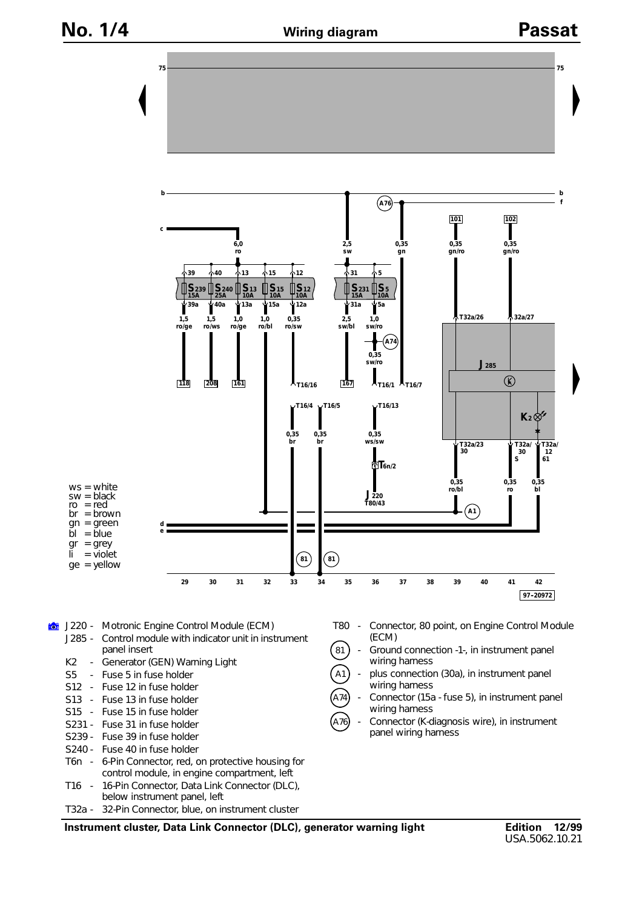# Wiring diagram

## Passat

ws = white
sw = black
ro = red
br = brown
gn = green
bl = blue
gr = grey
li = violet
ge = yellow

97–20972

| | | | |
|---|---|---|---|
| J220 | - | Motronic Engine Control Module (ECM) |
| J285 | - | Control module with indicator unit in instrument panel insert |
| K2 | - | Generator (GEN) Warning Light |
| S5 | - | Fuse 5 in fuse holder |
| S12 | - | Fuse 12 in fuse holder |
| S13 | - | Fuse 13 in fuse holder |
| S15 | - | Fuse 15 in fuse holder |
| S231 | - | Fuse 31 in fuse holder |
| S239 | - | Fuse 39 in fuse holder |
| S240 | - | Fuse 40 in fuse holder |
| T6n | - | 6-Pin Connector, red, on protective housing for control module, in engine compartment, left |
| T16 | - | 16-Pin Connector, Data Link Connector (DLC), below instrument panel, left |
| T32a | - | 32-Pin Connector, blue, on instrument cluster |
| T80 | - | Connector, 80 point, on Engine Control Module (ECM) |
| (81) | - | Ground connection -1-, in instrument panel wiring harness |
| (A1) | - | plus connection (30a), in instrument panel wiring harness |
| (A74) | - | Connector (15a - fuse 5), in instrument panel wiring harness |
| (A76) | - | Connector (K-diagnosis wire), in instrument panel wiring harness |

**Instrument cluster, Data Link Connector (DLC), generator warning light**

Edition 12/99
USA.5062.10.21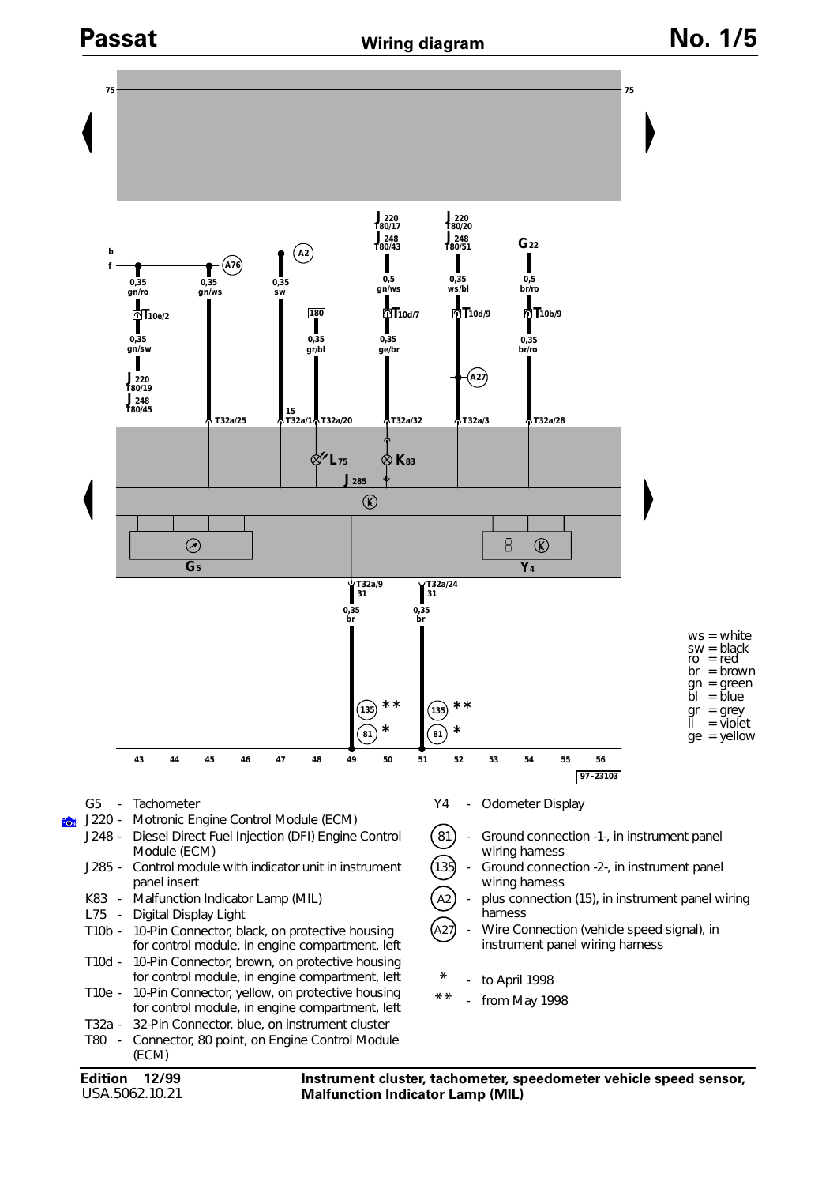# Passat — Wiring diagram — No. 1/5

ws = white
sw = black
ro = red
br = brown
gn = green
bl = blue
gr = grey
li = violet
ge = yellow

97-23103

- G5 - Tachometer
- J220 - Motronic Engine Control Module (ECM)
- J248 - Diesel Direct Fuel Injection (DFI) Engine Control Module (ECM)
- J285 - Control module with indicator unit in instrument panel insert
- K83 - Malfunction Indicator Lamp (MIL)
- L75 - Digital Display Light
- T10b - 10-Pin Connector, black, on protective housing for control module, in engine compartment, left
- T10d - 10-Pin Connector, brown, on protective housing for control module, in engine compartment, left
- T10e - 10-Pin Connector, yellow, on protective housing for control module, in engine compartment, left
- T32a - 32-Pin Connector, blue, on instrument cluster
- T80 - Connector, 80 point, on Engine Control Module (ECM)
- Y4 - Odometer Display
- (81) - Ground connection -1-, in instrument panel wiring harness
- (135) - Ground connection -2-, in instrument panel wiring harness
- (A2) - plus connection (15), in instrument panel wiring harness
- (A27) - Wire Connection (vehicle speed signal), in instrument panel wiring harness
- * - to April 1998
- ** - from May 1998

Edition 12/99
USA.5062.10.21

**Instrument cluster, tachometer, speedometer vehicle speed sensor, Malfunction Indicator Lamp (MIL)**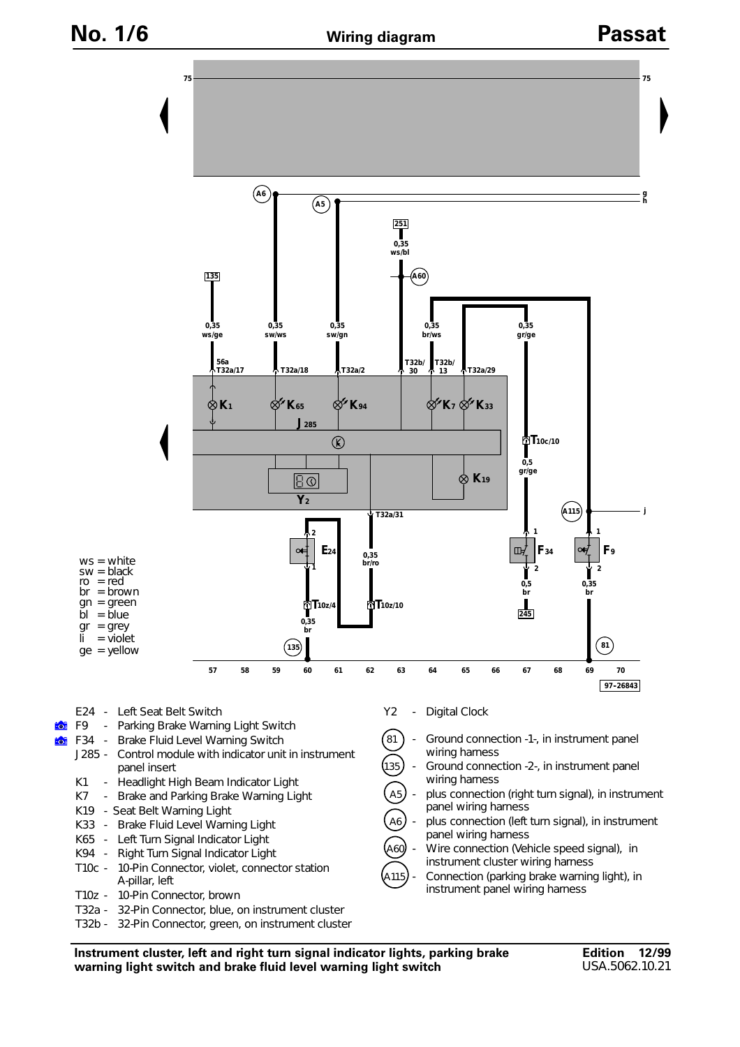# Wiring diagram

ws = white
sw = black
ro = red
br = brown
gn = green
bl = blue
gr = grey
li = violet
ge = yellow

- E24 - Left Seat Belt Switch
- F9 - Parking Brake Warning Light Switch
- F34 - Brake Fluid Level Warning Switch
- J285 - Control module with indicator unit in instrument panel insert
- K1 - Headlight High Beam Indicator Light
- K7 - Brake and Parking Brake Warning Light
- K19 - Seat Belt Warning Light
- K33 - Brake Fluid Level Warning Light
- K65 - Left Turn Signal Indicator Light
- K94 - Right Turn Signal Indicator Light
- T10c - 10-Pin Connector, violet, connector station A-pillar, left
- T10z - 10-Pin Connector, brown
- T32a - 32-Pin Connector, blue, on instrument cluster
- T32b - 32-Pin Connector, green, on instrument cluster
- Y2 - Digital Clock
- (81) - Ground connection -1-, in instrument panel wiring harness
- (135) - Ground connection -2-, in instrument panel wiring harness
- (A5) - plus connection (right turn signal), in instrument panel wiring harness
- (A6) - plus connection (left turn signal), in instrument panel wiring harness
- (A60) - Wire connection (Vehicle speed signal), in instrument cluster wiring harness
- (A115) - Connection (parking brake warning light), in instrument panel wiring harness

**Instrument cluster, left and right turn signal indicator lights, parking brake warning light switch and brake fluid level warning light switch**

**Edition 12/99**
USA.5062.10.21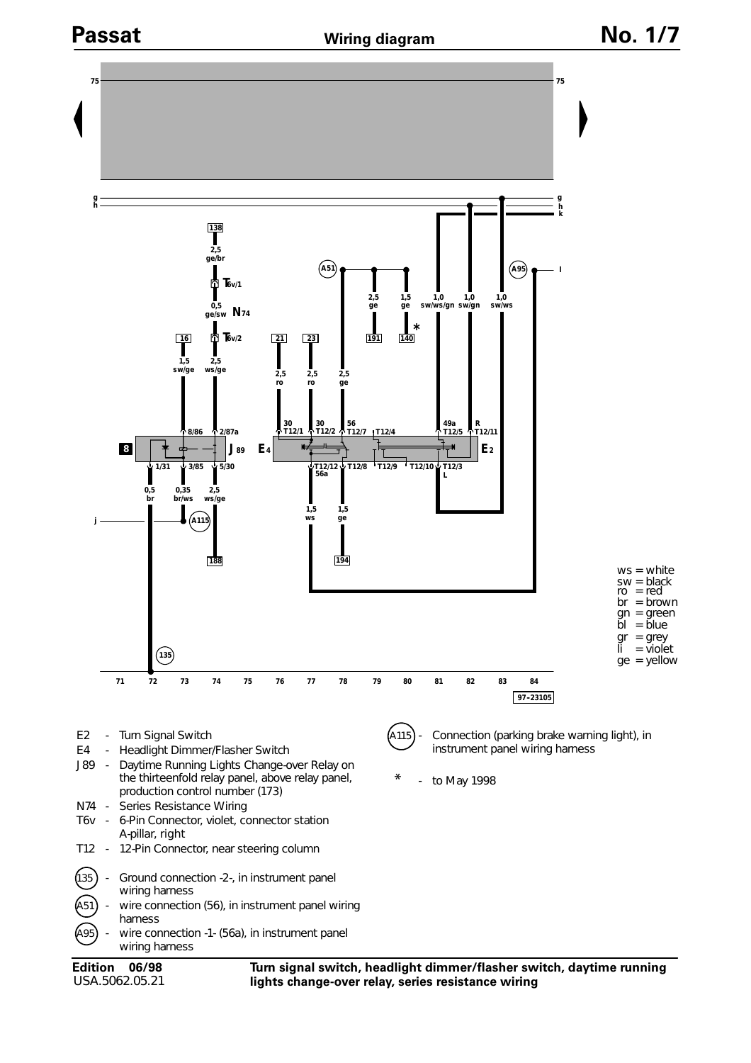# Passat — Wiring diagram — No. 1/7

ws = white
sw = black
ro = red
br = brown
gn = green
bl = blue
gr = grey
li = violet
ge = yellow

97–23105

- E2 - Turn Signal Switch
- E4 - Headlight Dimmer/Flasher Switch
- J89 - Daytime Running Lights Change-over Relay on the thirteenfold relay panel, above relay panel, production control number (173)
- N74 - Series Resistance Wiring
- T6v - 6-Pin Connector, violet, connector station A-pillar, right
- T12 - 12-Pin Connector, near steering column
- (135) - Ground connection -2-, in instrument panel wiring harness
- (A51) - wire connection (56), in instrument panel wiring harness
- (A95) - wire connection -1- (56a), in instrument panel wiring harness
- (A115) - Connection (parking brake warning light), in instrument panel wiring harness
- \* - to May 1998

**Edition 06/98**
USA.5062.05.21

**Turn signal switch, headlight dimmer/flasher switch, daytime running lights change-over relay, series resistance wiring**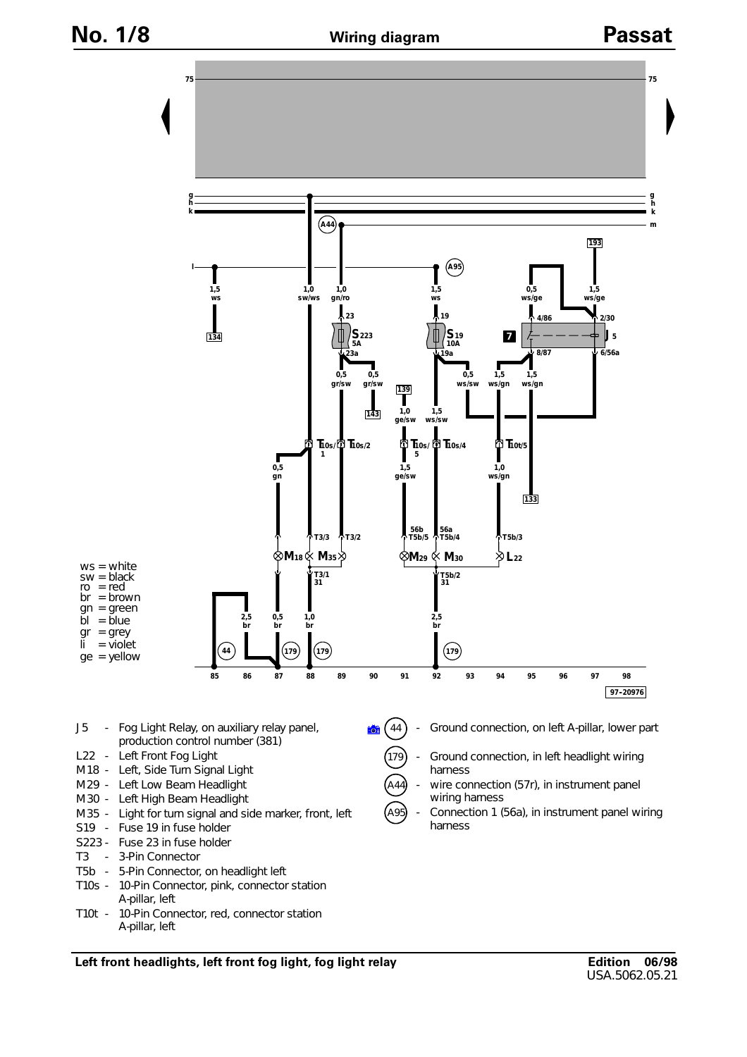# No. 1/8 Wiring diagram Passat

ws = white
sw = black
ro = red
br = brown
gn = green
bl = blue
gr = grey
li = violet
ge = yellow

97-20976

- J5 - Fog Light Relay, on auxiliary relay panel, production control number (381)
- L22 - Left Front Fog Light
- M18 - Left, Side Turn Signal Light
- M29 - Left Low Beam Headlight
- M30 - Left High Beam Headlight
- M35 - Light for turn signal and side marker, front, left
- S19 - Fuse 19 in fuse holder
- S223 - Fuse 23 in fuse holder
- T3 - 3-Pin Connector
- T5b - 5-Pin Connector, on headlight left
- T10s - 10-Pin Connector, pink, connector station A-pillar, left
- T10t - 10-Pin Connector, red, connector station A-pillar, left

- (44) - Ground connection, on left A-pillar, lower part
- (179) - Ground connection, in left headlight wiring harness
- (A44) - wire connection (57r), in instrument panel wiring harness
- (A95) - Connection 1 (56a), in instrument panel wiring harness

**Left front headlights, left front fog light, fog light relay**

Edition 06/98
USA.5062.05.21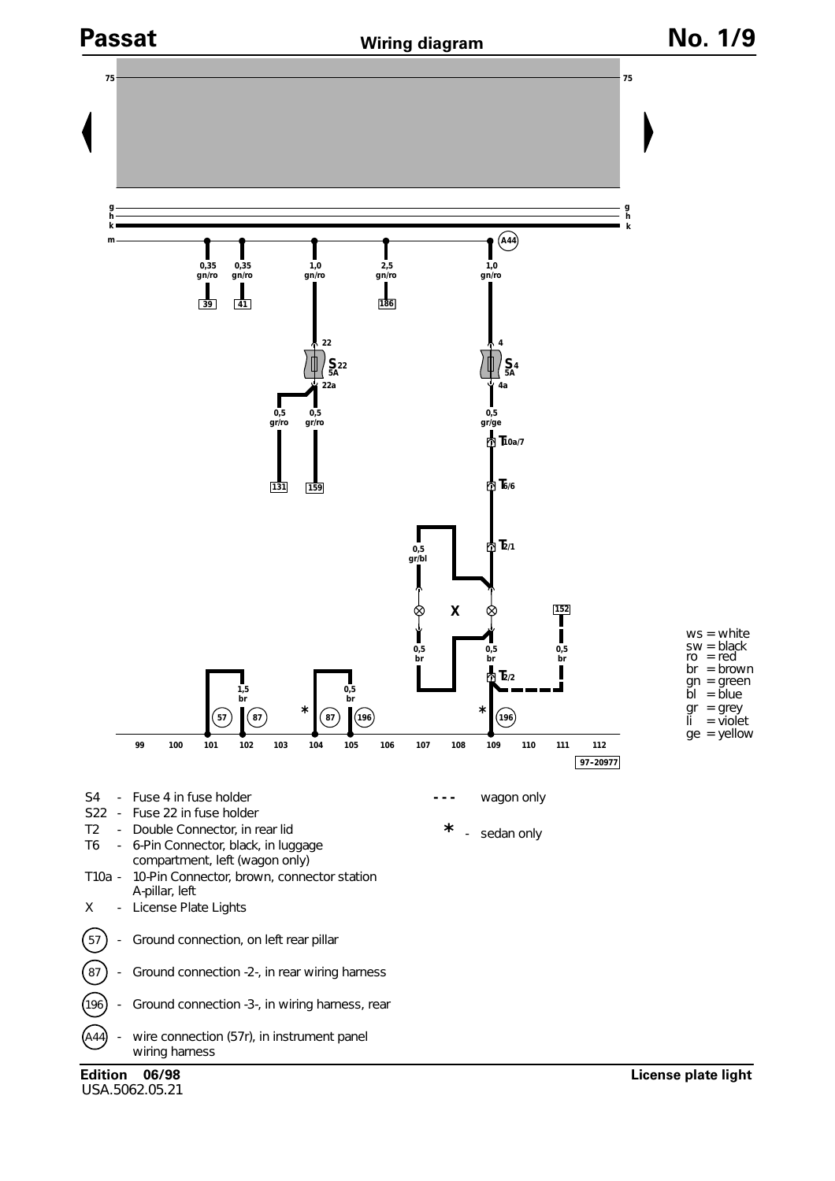# Passat — Wiring diagram — No. 1/9

75 — 75

g, h, k, m

A44

0,35 gn/ro — 39
0,35 gn/ro — 41
1,0 gn/ro — 22 — S22 5A — 22a — 0,5 gr/ro — 131; 0,5 gr/ro — 159
2,5 gn/ro — 186
1,0 gn/ro — 4 — S4 5A — 4a — 0,5 gr/ge — T10a/7 — T6/6 — T2/1

0,5 gr/bl

X

152

0,5 br — 0,5 br — 0,5 br — T2/2

1,5 br — 57 — 87
\* — 87 — 0,5 br — 196
\* — 196

99 100 101 102 103 104 105 106 107 108 109 110 111 112

97-20977

ws = white
sw = black
ro = red
br = brown
gn = green
bl = blue
gr = grey
li = violet
ge = yellow

- S4 - Fuse 4 in fuse holder
- S22 - Fuse 22 in fuse holder
- T2 - Double Connector, in rear lid
- T6 - 6-Pin Connector, black, in luggage compartment, left (wagon only)
- T10a - 10-Pin Connector, brown, connector station A-pillar, left
- X - License Plate Lights
- (57) - Ground connection, on left rear pillar
- (87) - Ground connection -2-, in rear wiring harness
- (196) - Ground connection -3-, in wiring harness, rear
- (A44) - wire connection (57r), in instrument panel wiring harness

- - - wagon only

\* - sedan only

**Edition 06/98**
USA.5062.05.21

**License plate light**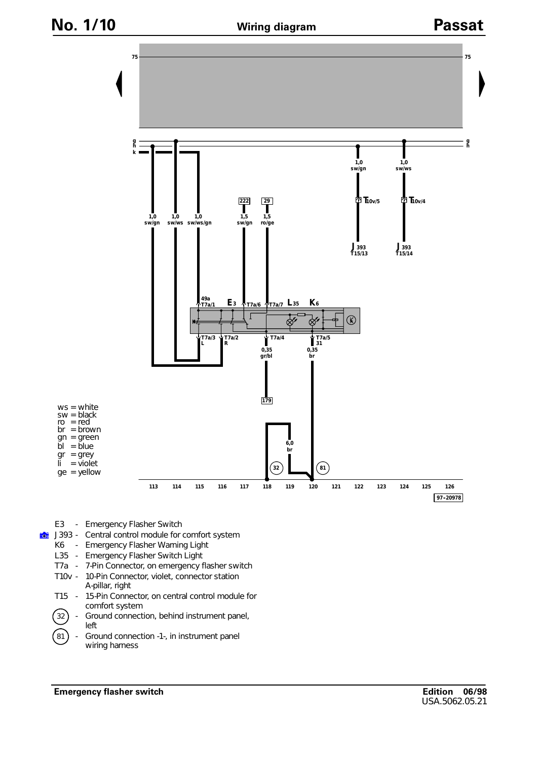# Wiring diagram

ws = white
sw = black
ro = red
br = brown
gn = green
bl = blue
gr = grey
li = violet
ge = yellow

97-20978

- E3 - Emergency Flasher Switch
- J393 - Central control module for comfort system
- K6 - Emergency Flasher Warning Light
- L35 - Emergency Flasher Switch Light
- T7a - 7-Pin Connector, on emergency flasher switch
- T10v - 10-Pin Connector, violet, connector station A-pillar, right
- T15 - 15-Pin Connector, on central control module for comfort system
- (32) - Ground connection, behind instrument panel, left
- (81) - Ground connection -1-, in instrument panel wiring harness

**Emergency flasher switch**

Edition 06/98
USA.5062.05.21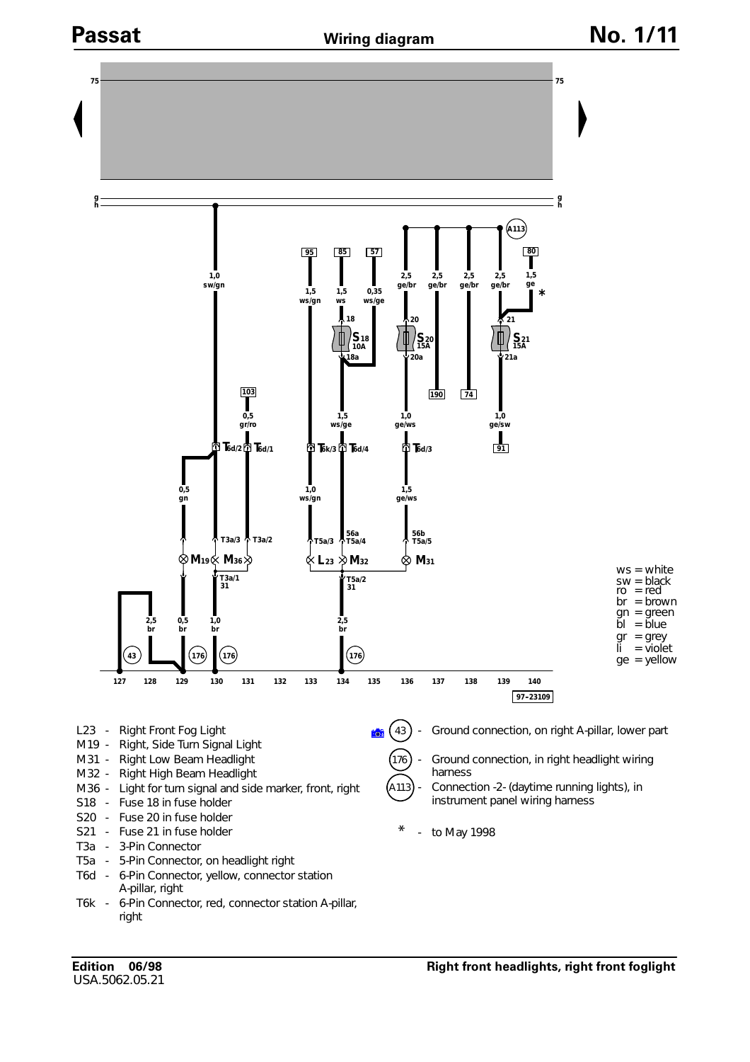# Passat — Wiring diagram — No. 1/11

ws = white
sw = black
ro = red
br = brown
gn = green
bl = blue
gr = grey
li = violet
ge = yellow

97–23109

- L23 - Right Front Fog Light
- M19 - Right, Side Turn Signal Light
- M31 - Right Low Beam Headlight
- M32 - Right High Beam Headlight
- M36 - Light for turn signal and side marker, front, right
- S18 - Fuse 18 in fuse holder
- S20 - Fuse 20 in fuse holder
- S21 - Fuse 21 in fuse holder
- T3a - 3-Pin Connector
- T5a - 5-Pin Connector, on headlight right
- T6d - 6-Pin Connector, yellow, connector station A-pillar, right
- T6k - 6-Pin Connector, red, connector station A-pillar, right

- (43) - Ground connection, on right A-pillar, lower part
- (176) - Ground connection, in right headlight wiring harness
- (A113) - Connection -2- (daytime running lights), in instrument panel wiring harness
- * - to May 1998

**Edition 06/98**
USA.5062.05.21

**Right front headlights, right front foglight**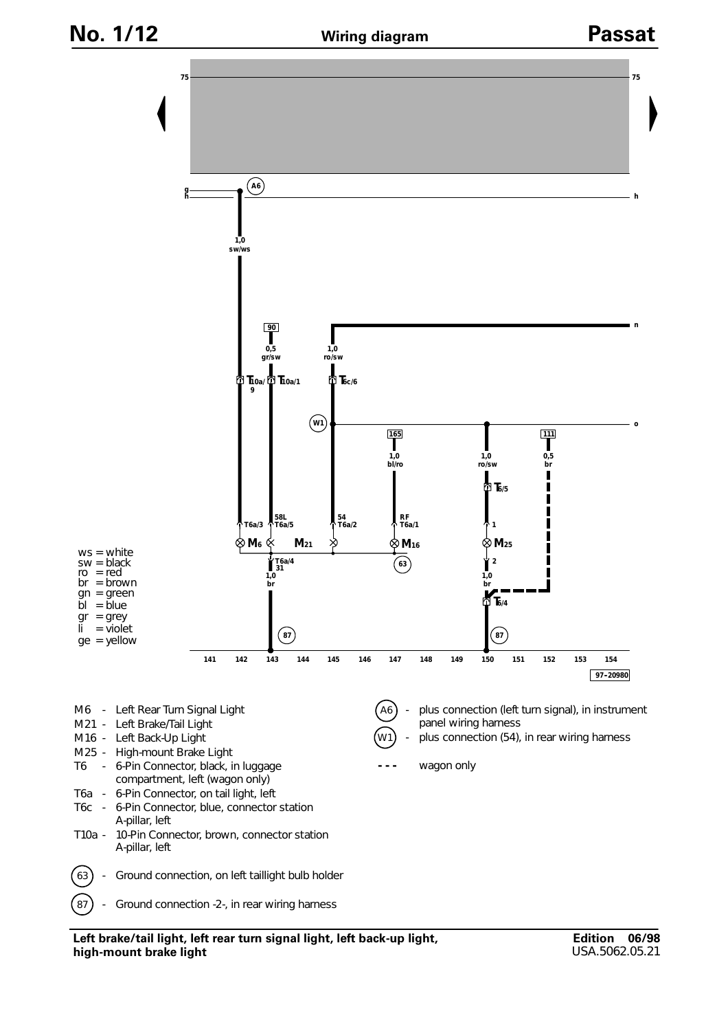# Wiring diagram

ws = white
sw = black
ro = red
br = brown
gn = green
bl = blue
gr = grey
li = violet
ge = yellow

141 142 143 144 145 146 147 148 149 150 151 152 153 154

97-20980

- M6 - Left Rear Turn Signal Light
- M21 - Left Brake/Tail Light
- M16 - Left Back-Up Light
- M25 - High-mount Brake Light
- T6 - 6-Pin Connector, black, in luggage compartment, left (wagon only)
- T6a - 6-Pin Connector, on tail light, left
- T6c - 6-Pin Connector, blue, connector station A-pillar, left
- T10a - 10-Pin Connector, brown, connector station A-pillar, left
- (63) - Ground connection, on left taillight bulb holder
- (87) - Ground connection -2-, in rear wiring harness
- (A6) - plus connection (left turn signal), in instrument panel wiring harness
- (W1) - plus connection (54), in rear wiring harness
- - - - wagon only

**Left brake/tail light, left rear turn signal light, left back-up light, high-mount brake light**

**Edition 06/98**
USA.5062.05.21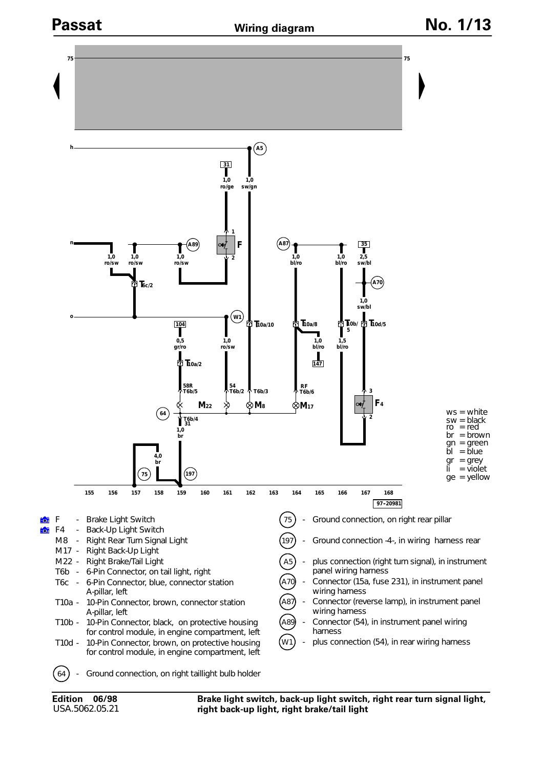# Passat — Wiring diagram — No. 1/13

ws = white
sw = black
ro = red
br = brown
gn = green
bl = blue
gr = grey
li = violet
ge = yellow

97-20981

- F - Brake Light Switch
- F4 - Back-Up Light Switch
- M8 - Right Rear Turn Signal Light
- M17 - Right Back-Up Light
- M22 - Right Brake/Tail Light
- T6b - 6-Pin Connector, on tail light, right
- T6c - 6-Pin Connector, blue, connector station A-pillar, left
- T10a - 10-Pin Connector, brown, connector station A-pillar, left
- T10b - 10-Pin Connector, black, on protective housing for control module, in engine compartment, left
- T10d - 10-Pin Connector, brown, on protective housing for control module, in engine compartment, left
- (64) - Ground connection, on right taillight bulb holder
- (75) - Ground connection, on right rear pillar
- (197) - Ground connection -4-, in wiring harness rear
- (A5) - plus connection (right turn signal), in instrument panel wiring harness
- (A70) - Connector (15a, fuse 231), in instrument panel wiring harness
- (A87) - Connector (reverse lamp), in instrument panel wiring harness
- (A89) - Connector (54), in instrument panel wiring harness
- (W1) - plus connection (54), in rear wiring harness

Edition 06/98
USA.5062.05.21

**Brake light switch, back-up light switch, right rear turn signal light, right back-up light, right brake/tail light**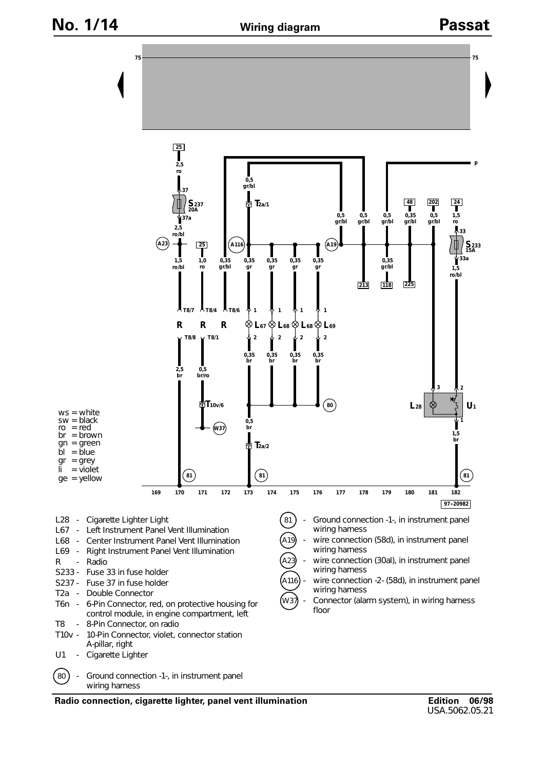# Wiring diagram

ws = white
sw = black
ro = red
br = brown
gn = green
bl = blue
gr = grey
li = violet
ge = yellow

97-20982

- L28 - Cigarette Lighter Light
- L67 - Left Instrument Panel Vent Illumination
- L68 - Center Instrument Panel Vent Illumination
- L69 - Right Instrument Panel Vent Illumination
- R - Radio
- S233 - Fuse 33 in fuse holder
- S237 - Fuse 37 in fuse holder
- T2a - Double Connector
- T6n - 6-Pin Connector, red, on protective housing for control module, in engine compartment, left
- T8 - 8-Pin Connector, on radio
- T10v - 10-Pin Connector, violet, connector station A-pillar, right
- U1 - Cigarette Lighter
- (80) - Ground connection -1-, in instrument panel wiring harness
- (81) - Ground connection -1-, in instrument panel wiring harness
- (A19) - wire connection (58d), in instrument panel wiring harness
- (A23) - wire connection (30al), in instrument panel wiring harness
- (A116) - wire connection -2- (58d), in instrument panel wiring harness
- (W37) - Connector (alarm system), in wiring harness floor

**Radio connection, cigarette lighter, panel vent illumination**

**Edition 06/98**
USA.5062.05.21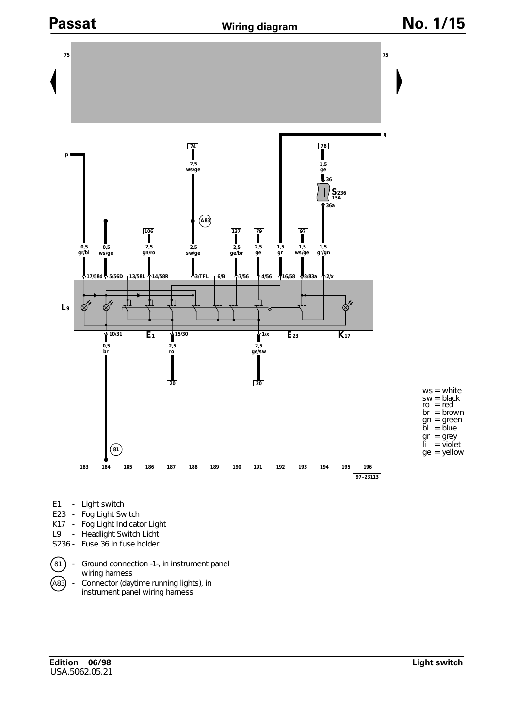# Wiring diagram

ws = white
sw = black
ro = red
br = brown
gn = green
bl = blue
gr = grey
li = violet
ge = yellow

- E1 - Light switch
- E23 - Fog Light Switch
- K17 - Fog Light Indicator Light
- L9 - Headlight Switch Licht
- S236 - Fuse 36 in fuse holder

- (81) - Ground connection -1-, in instrument panel wiring harness
- (A83) - Connector (daytime running lights), in instrument panel wiring harness

**Edition 06/98**
USA.5062.05.21

**Light switch**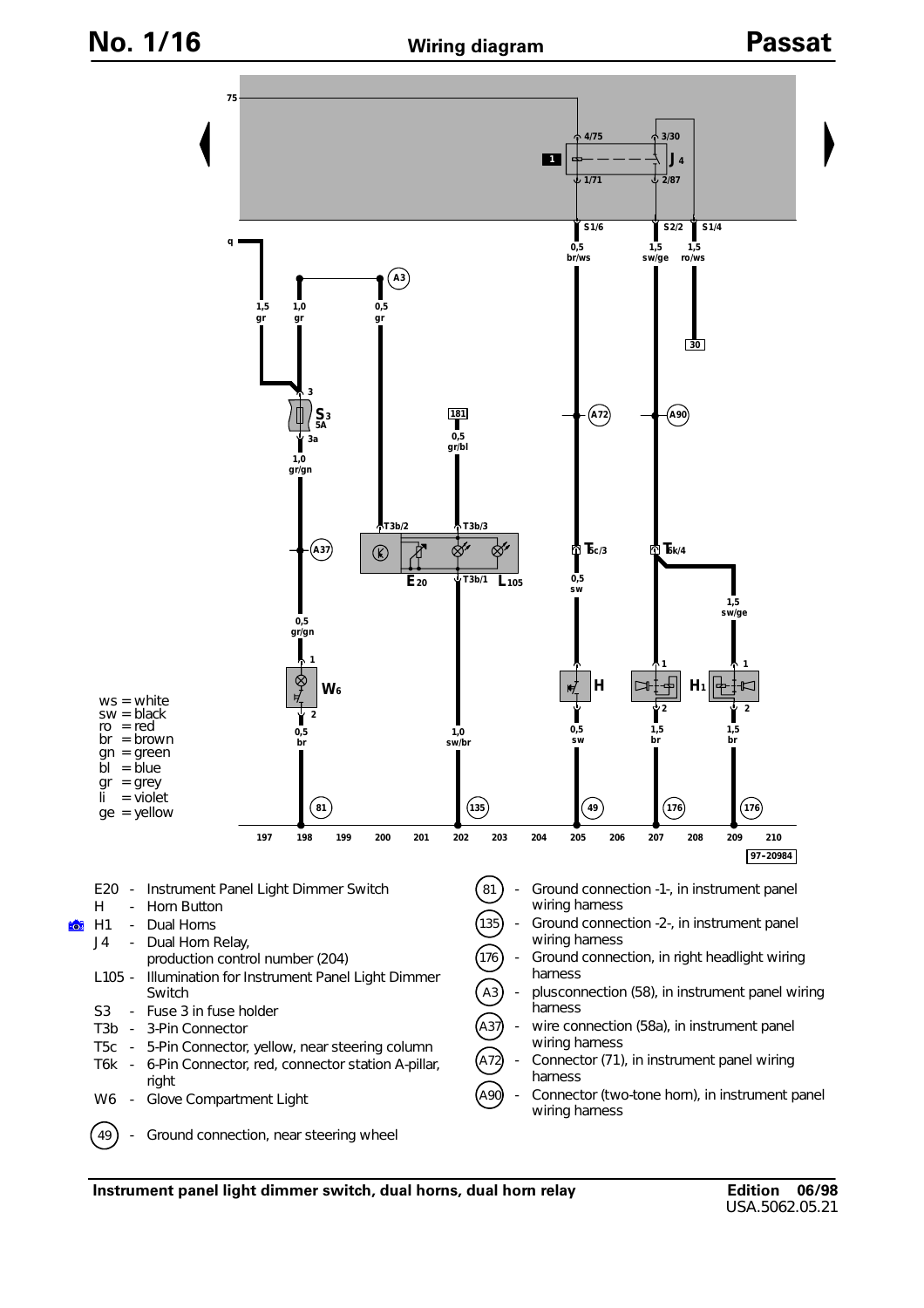# Wiring diagram

ws = white
sw = black
ro = red
br = brown
gn = green
bl = blue
gr = grey
li = violet
ge = yellow

- E20 - Instrument Panel Light Dimmer Switch
- H - Horn Button
- H1 - Dual Horns
- J4 - Dual Horn Relay, production control number (204)
- L105 - Illumination for Instrument Panel Light Dimmer Switch
- S3 - Fuse 3 in fuse holder
- T3b - 3-Pin Connector
- T5c - 5-Pin Connector, yellow, near steering column
- T6k - 6-Pin Connector, red, connector station A-pillar, right
- W6 - Glove Compartment Light
- (49) - Ground connection, near steering wheel
- (81) - Ground connection -1-, in instrument panel wiring harness
- (135) - Ground connection -2-, in instrument panel wiring harness
- (176) - Ground connection, in right headlight wiring harness
- (A3) - plusconnection (58), in instrument panel wiring harness
- (A37) - wire connection (58a), in instrument panel wiring harness
- (A72) - Connector (71), in instrument panel wiring harness
- (A90) - Connector (two-tone horn), in instrument panel wiring harness

**Instrument panel light dimmer switch, dual horns, dual horn relay**

Edition 06/98
USA.5062.05.21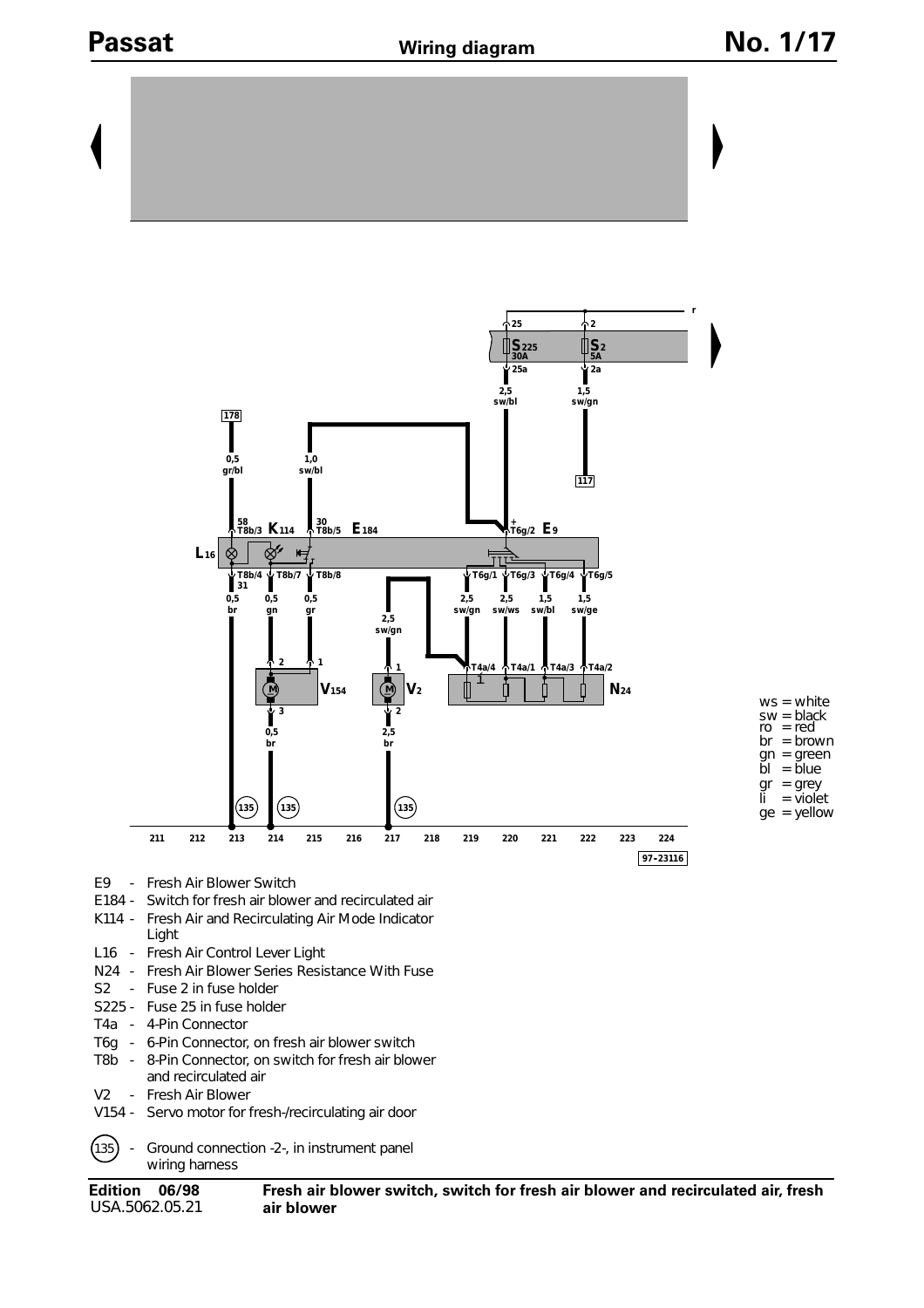# Passat — Wiring diagram — No. 1/17

ws = white
sw = black
ro = red
br = brown
gn = green
bl = blue
gr = grey
li = violet
ge = yellow

97-23116

- E9 - Fresh Air Blower Switch
- E184 - Switch for fresh air blower and recirculated air
- K114 - Fresh Air and Recirculating Air Mode Indicator Light
- L16 - Fresh Air Control Lever Light
- N24 - Fresh Air Blower Series Resistance With Fuse
- S2 - Fuse 2 in fuse holder
- S225 - Fuse 25 in fuse holder
- T4a - 4-Pin Connector
- T6g - 6-Pin Connector, on fresh air blower switch
- T8b - 8-Pin Connector, on switch for fresh air blower and recirculated air
- V2 - Fresh Air Blower
- V154 - Servo motor for fresh-/recirculating air door
- (135) - Ground connection -2-, in instrument panel wiring harness

**Edition 06/98**
USA.5062.05.21

**Fresh air blower switch, switch for fresh air blower and recirculated air, fresh air blower**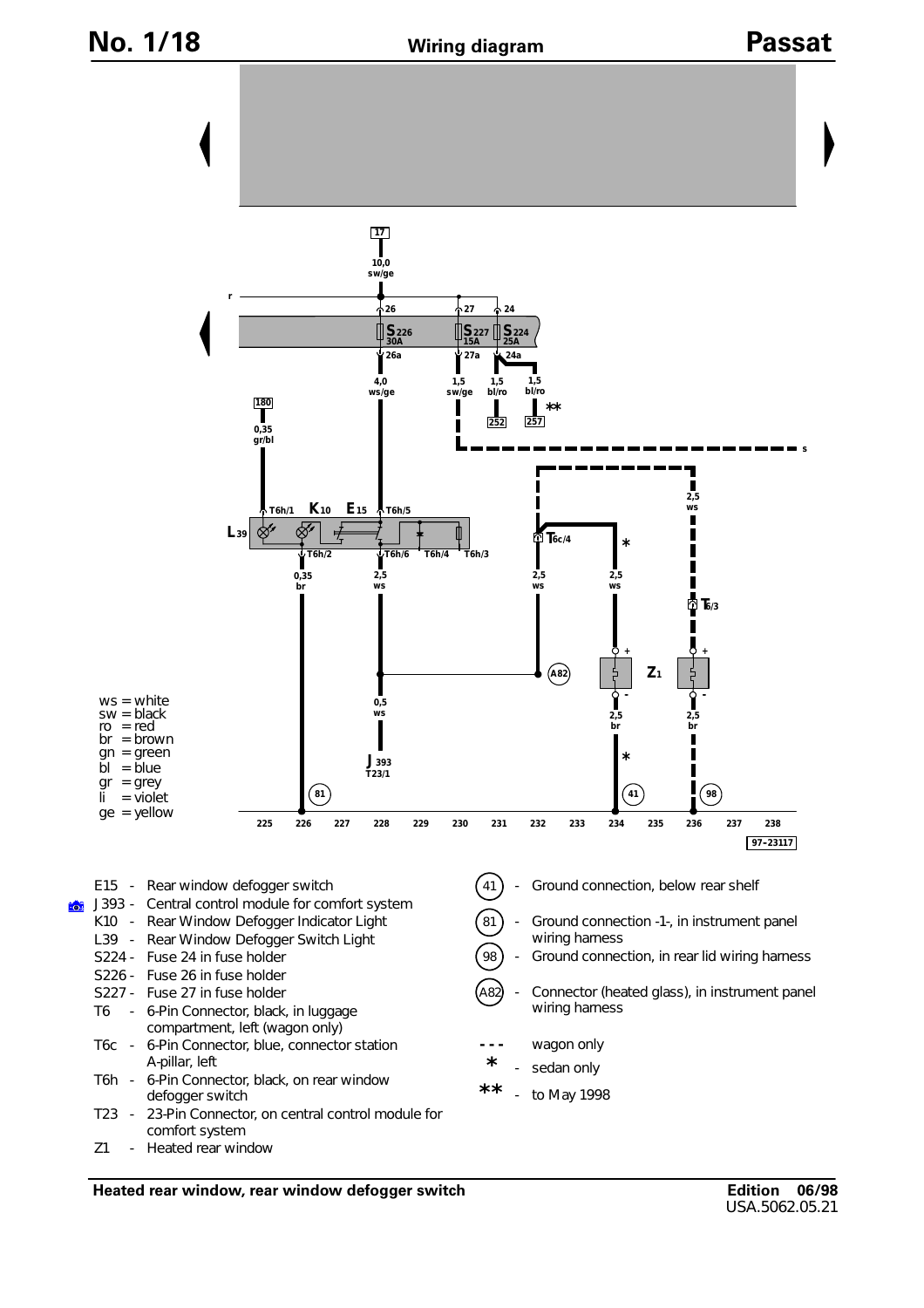# Wiring diagram

**Passat**

ws = white
sw = black
ro = red
br = brown
gn = green
bl = blue
gr = grey
li = violet
ge = yellow

E15 - Rear window defogger switch
J393 - Central control module for comfort system
K10 - Rear Window Defogger Indicator Light
L39 - Rear Window Defogger Switch Light
S224 - Fuse 24 in fuse holder
S226 - Fuse 26 in fuse holder
S227 - Fuse 27 in fuse holder
T6 - 6-Pin Connector, black, in luggage compartment, left (wagon only)
T6c - 6-Pin Connector, blue, connector station A-pillar, left
T6h - 6-Pin Connector, black, on rear window defogger switch
T23 - 23-Pin Connector, on central control module for comfort system
Z1 - Heated rear window

(41) - Ground connection, below rear shelf
(81) - Ground connection -1-, in instrument panel wiring harness
(98) - Ground connection, in rear lid wiring harness
(A82) - Connector (heated glass), in instrument panel wiring harness

- - - wagon only
* - sedan only
** - to May 1998

**Heated rear window, rear window defogger switch**

**Edition 06/98**
USA.5062.05.21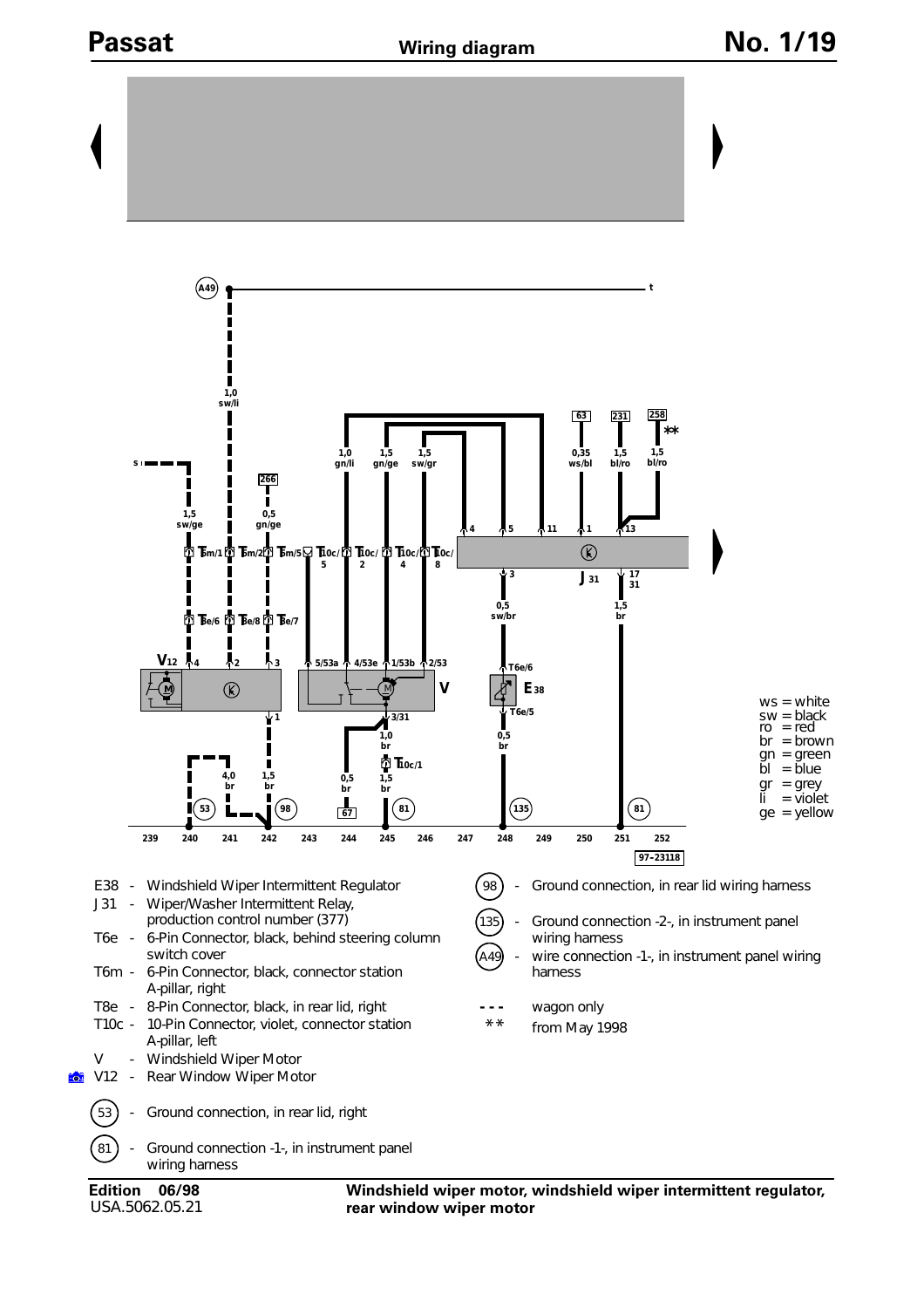# Passat — Wiring diagram — No. 1/19

E38 - Windshield Wiper Intermittent Regulator

J31 - Wiper/Washer Intermittent Relay, production control number (377)

T6e - 6-Pin Connector, black, behind steering column switch cover

T6m - 6-Pin Connector, black, connector station A-pillar, right

T8e - 8-Pin Connector, black, in rear lid, right

T10c - 10-Pin Connector, violet, connector station A-pillar, left

V - Windshield Wiper Motor

V12 - Rear Window Wiper Motor

(53) - Ground connection, in rear lid, right

(81) - Ground connection -1-, in instrument panel wiring harness

(98) - Ground connection, in rear lid wiring harness

(135) - Ground connection -2-, in instrument panel wiring harness

(A49) - wire connection -1-, in instrument panel wiring harness

- - - wagon only

** from May 1998

ws = white
sw = black
ro = red
br = brown
gn = green
bl = blue
gr = grey
li = violet
ge = yellow

97-23118

Edition 06/98
USA.5062.05.21

**Windshield wiper motor, windshield wiper intermittent regulator, rear window wiper motor**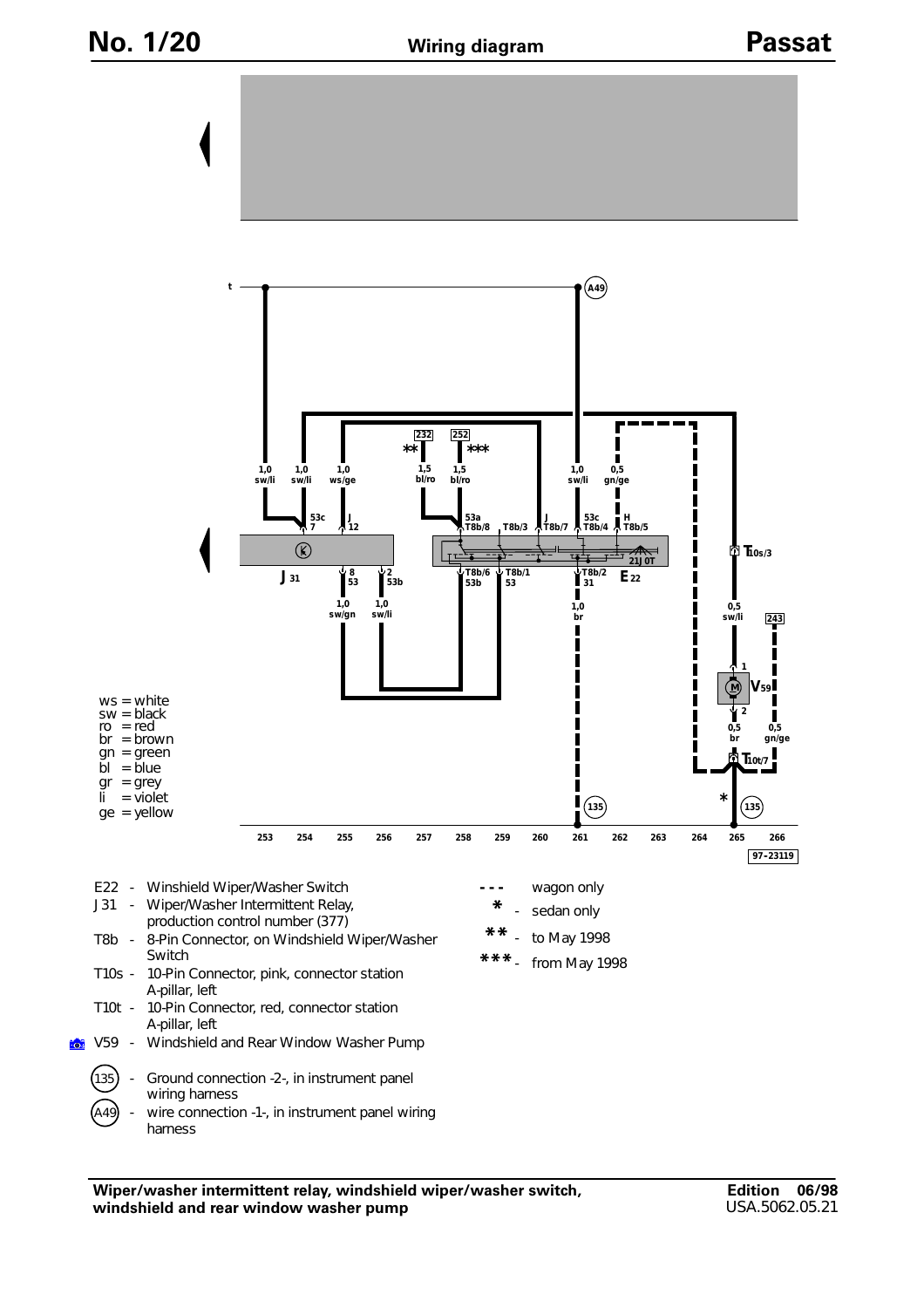# Wiring diagram

The wiring diagram's own printed labels, written out as plain lines:

t

A49

1,0 sw/li

1,0 sw/li

1,0 ws/ge

232 **

1,5 bl/ro

252 ***

1,5 bl/ro

1,0 sw/li

0,5 gn/ge

53c 7

J 12

53a T8b/8

T8b/3

J T8b/7

53c T8b/4

H T8b/5

J 31

8 53

2 53b

T8b/6 53b

T8b/1 53

T8b/2 31

E 22

21J 0T

T10s/3

1,0 sw/gn

1,0 sw/li

1,0 br

0,5 sw/li

243

1

V59

2

0,5 br

0,5 gn/ge

T10t/7

135

\* 135

253 254 255 256 257 258 259 260 261 262 263 264 265 266

97-23119

ws = white
sw = black
ro = red
br = brown
gn = green
bl = blue
gr = grey
li = violet
ge = yellow

- E22 - Winshield Wiper/Washer Switch
- J31 - Wiper/Washer Intermittent Relay, production control number (377)
- T8b - 8-Pin Connector, on Windshield Wiper/Washer Switch
- T10s - 10-Pin Connector, pink, connector station A-pillar, left
- T10t - 10-Pin Connector, red, connector station A-pillar, left
- V59 - Windshield and Rear Window Washer Pump
- (135) - Ground connection -2-, in instrument panel wiring harness
- (A49) - wire connection -1-, in instrument panel wiring harness

- - - wagon only
- \* - sedan only
- \** - to May 1998
- \*** - from May 1998

**Wiper/washer intermittent relay, windshield wiper/washer switch, windshield and rear window washer pump**

**Edition 06/98**
USA.5062.05.21